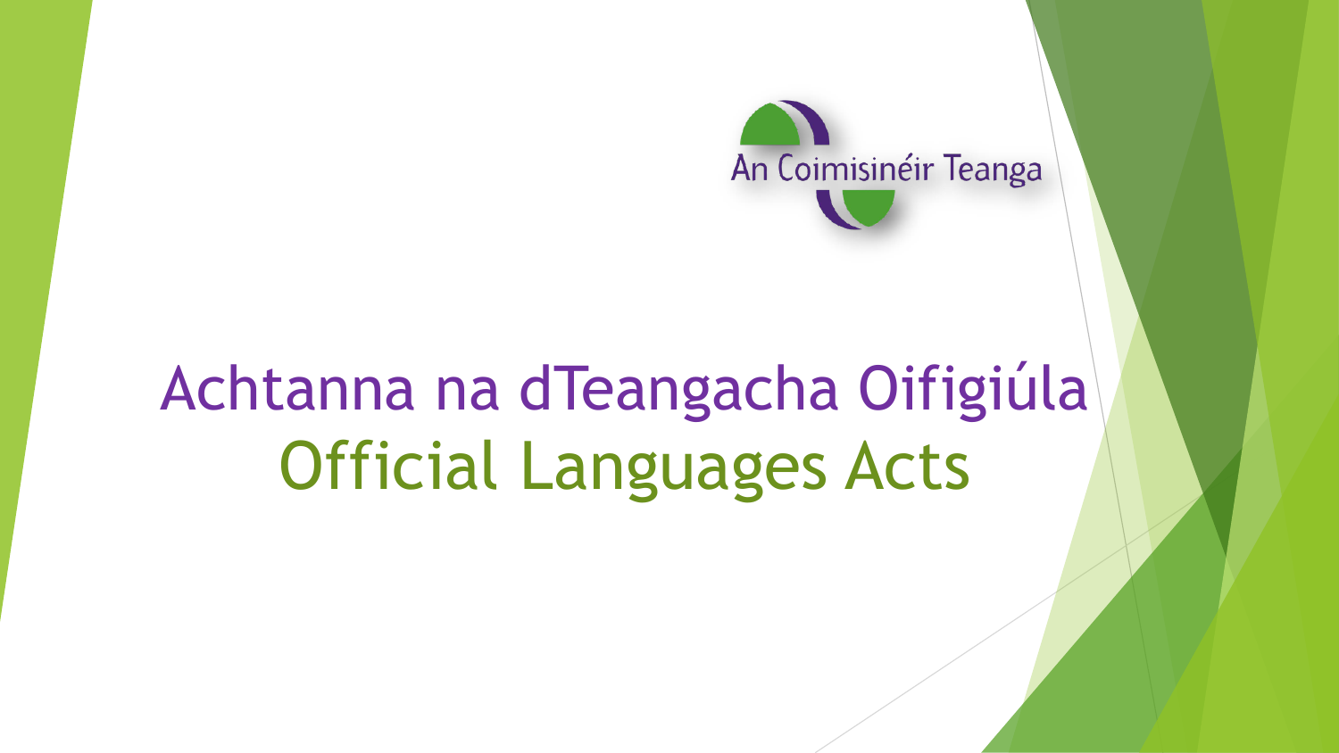An Coimisinéir Teanga

# Achtanna na dTeangacha Oifigiúla
# Official Languages Acts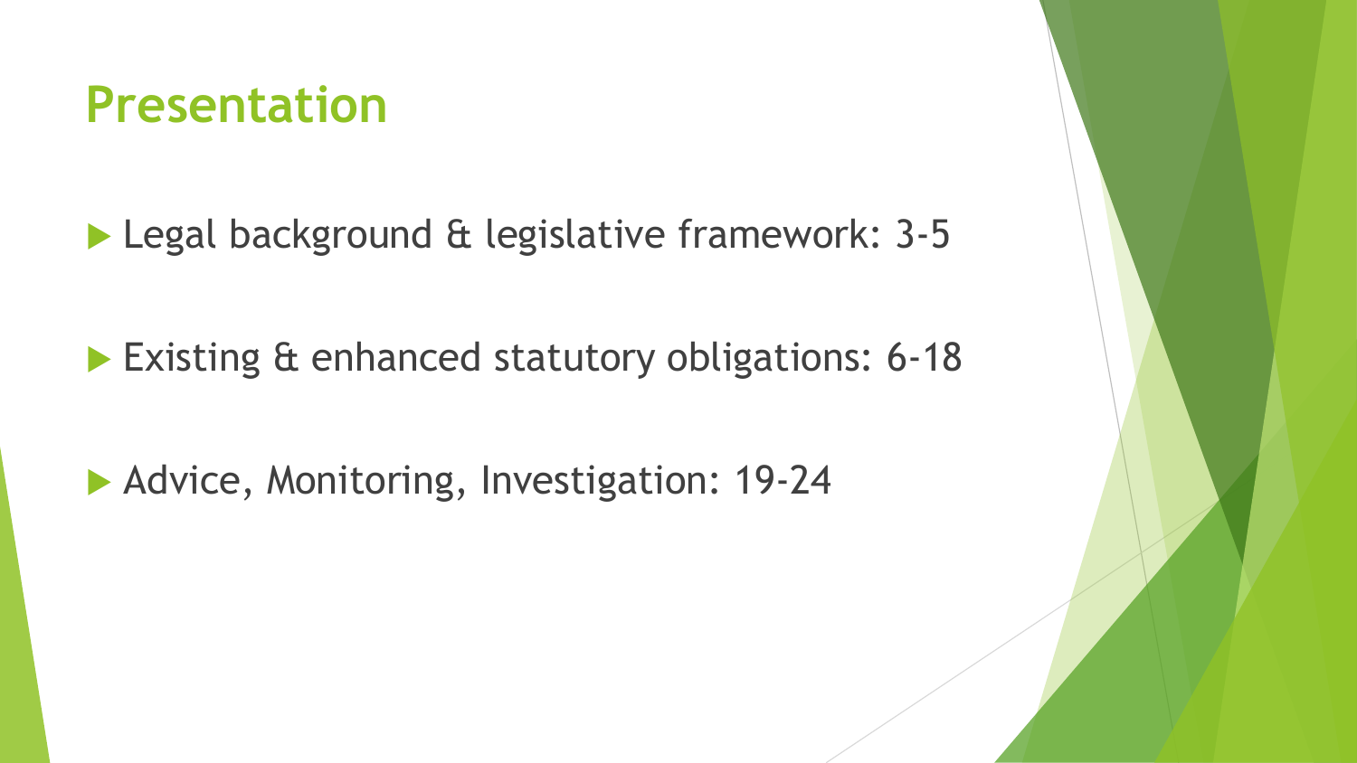# Presentation

- Legal background & legislative framework: 3-5
- Existing & enhanced statutory obligations: 6-18
- Advice, Monitoring, Investigation: 19-24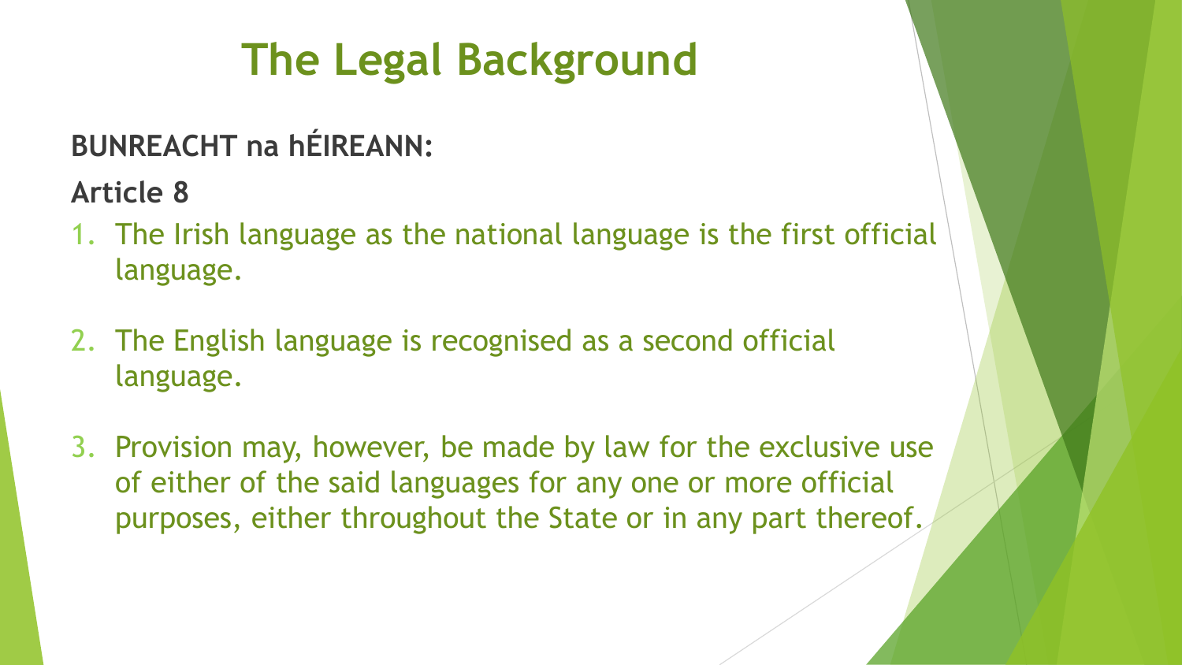# The Legal Background

**BUNREACHT na hÉIREANN:**

**Article 8**

1. The Irish language as the national language is the first official language.
2. The English language is recognised as a second official language.
3. Provision may, however, be made by law for the exclusive use of either of the said languages for any one or more official purposes, either throughout the State or in any part thereof.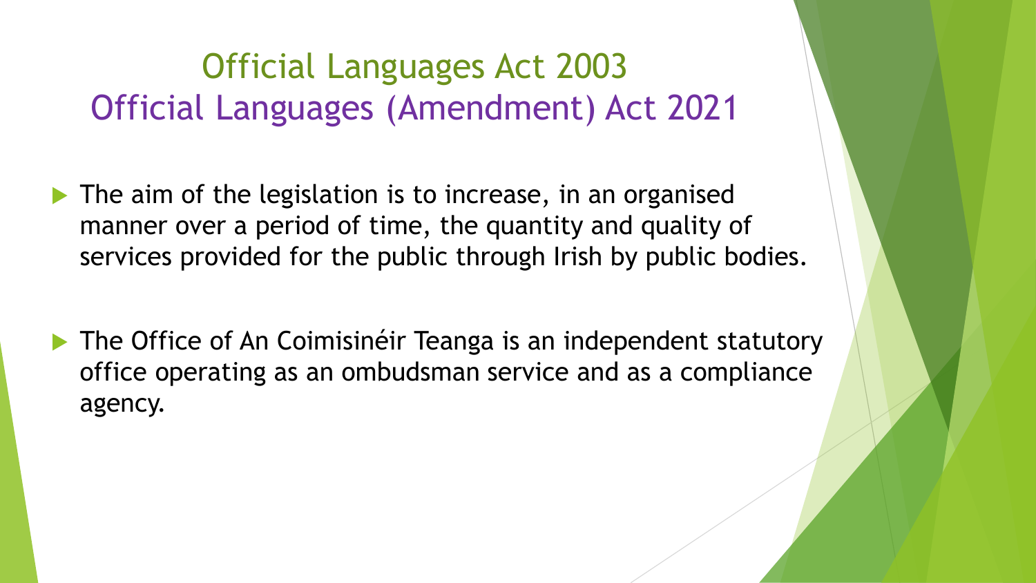# Official Languages Act 2003
# Official Languages (Amendment) Act 2021

- The aim of the legislation is to increase, in an organised manner over a period of time, the quantity and quality of services provided for the public through Irish by public bodies.

- The Office of An Coimisinéir Teanga is an independent statutory office operating as an ombudsman service and as a compliance agency.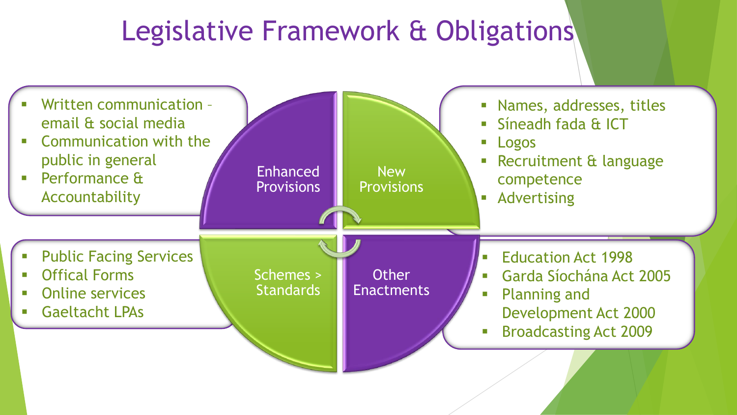# Legislative Framework & Obligations

## Enhanced Provisions

- Written communication – email & social media
- Communication with the public in general
- Performance & Accountability

## New Provisions

- Names, addresses, titles
- Síneadh fada & ICT
- Logos
- Recruitment & language competence
- Advertising

## Schemes > Standards

- Public Facing Services
- Offical Forms
- Online services
- Gaeltacht LPAs

## Other Enactments

- Education Act 1998
- Garda Síochána Act 2005
- Planning and Development Act 2000
- Broadcasting Act 2009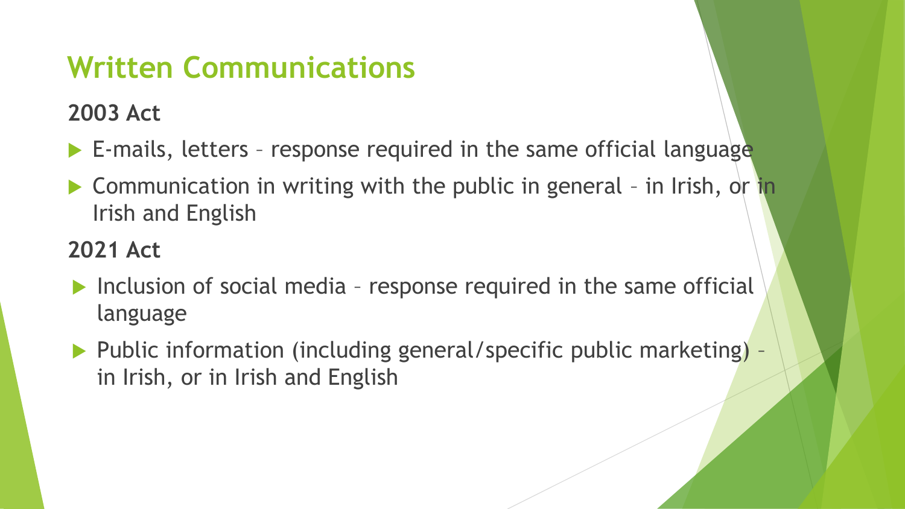# Written Communications

## 2003 Act

- E-mails, letters – response required in the same official language
- Communication in writing with the public in general – in Irish, or in Irish and English

## 2021 Act

- Inclusion of social media – response required in the same official language
- Public information (including general/specific public marketing) – in Irish, or in Irish and English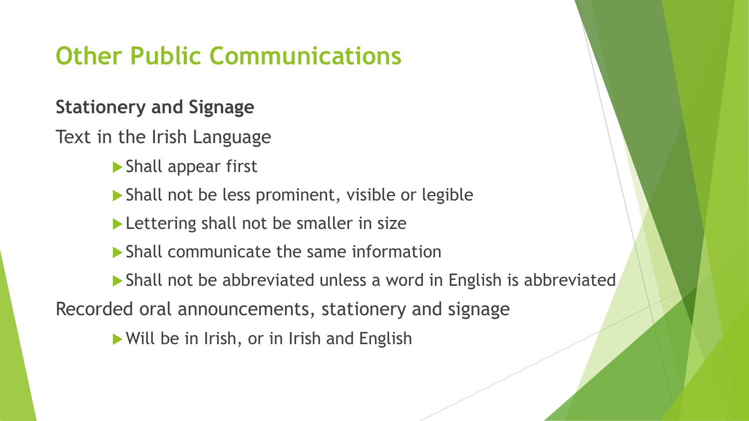# Other Public Communications

**Stationery and Signage**

Text in the Irish Language

- Shall appear first
- Shall not be less prominent, visible or legible
- Lettering shall not be smaller in size
- Shall communicate the same information
- Shall not be abbreviated unless a word in English is abbreviated

Recorded oral announcements, stationery and signage

- Will be in Irish, or in Irish and English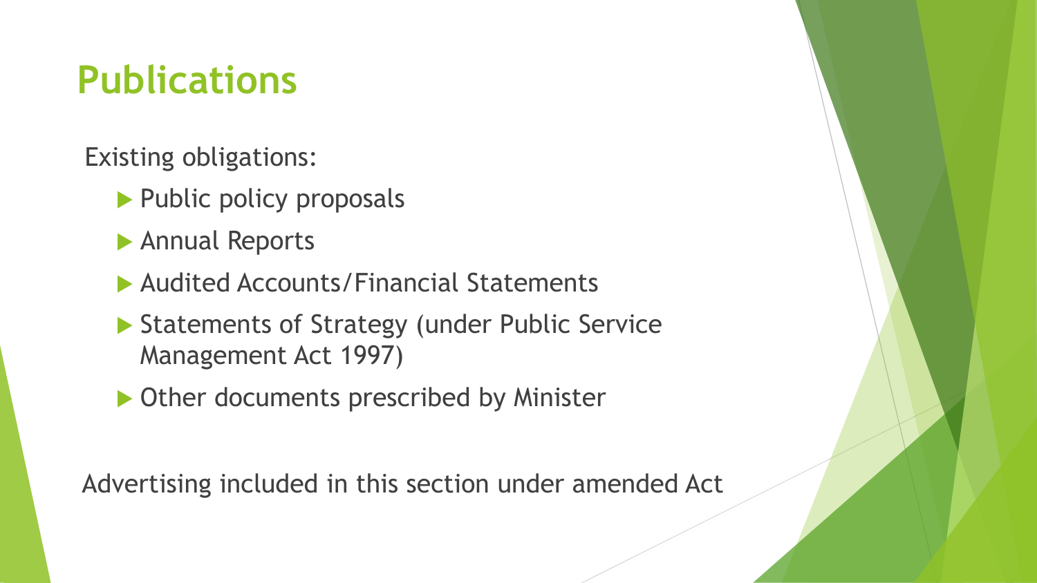# Publications

Existing obligations:

- Public policy proposals
- Annual Reports
- Audited Accounts/Financial Statements
- Statements of Strategy (under Public Service Management Act 1997)
- Other documents prescribed by Minister

Advertising included in this section under amended Act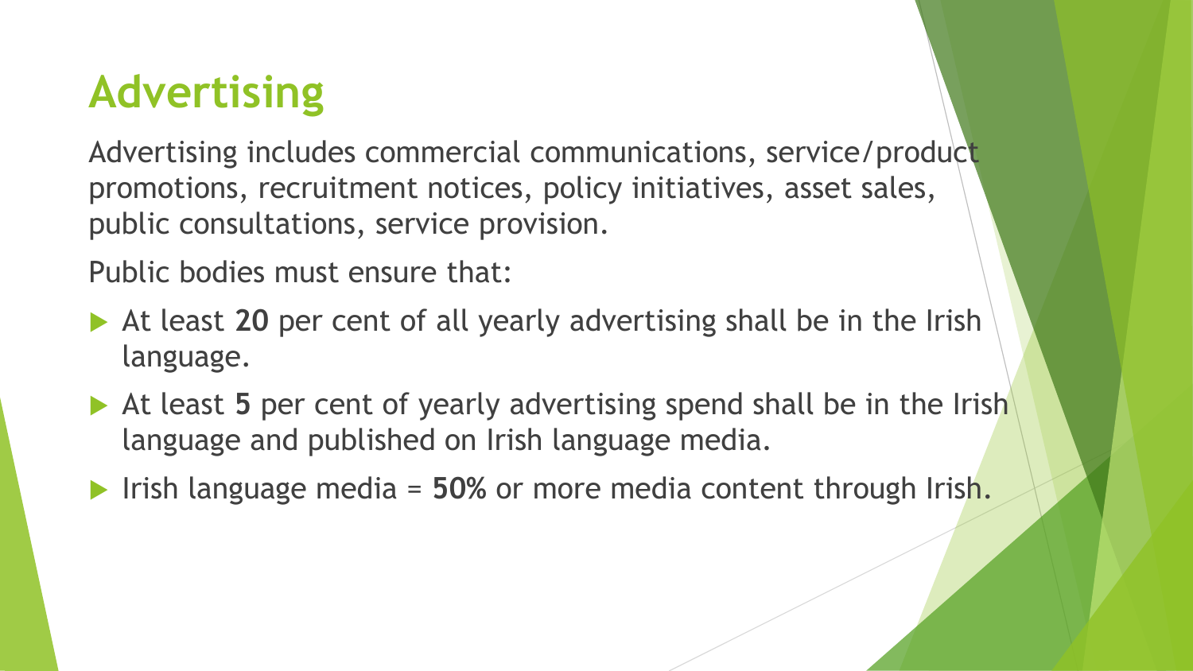# Advertising

Advertising includes commercial communications, service/product promotions, recruitment notices, policy initiatives, asset sales, public consultations, service provision.

Public bodies must ensure that:

- At least **20** per cent of all yearly advertising shall be in the Irish language.
- At least **5** per cent of yearly advertising spend shall be in the Irish language and published on Irish language media.
- Irish language media = **50%** or more media content through Irish.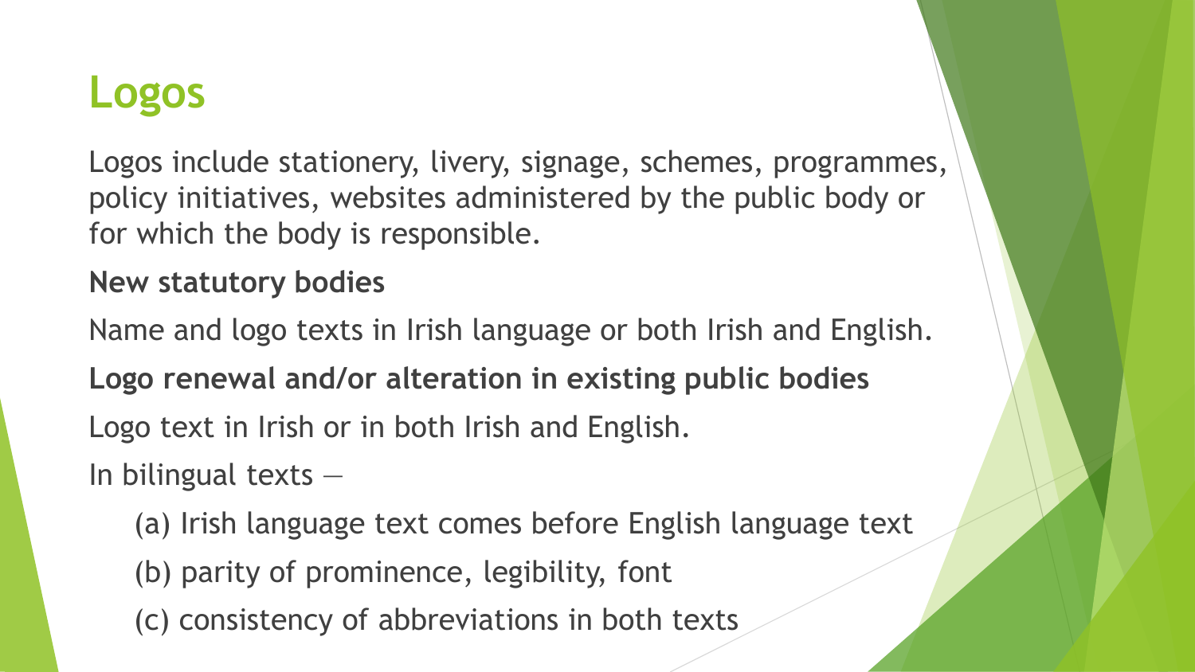# Logos

Logos include stationery, livery, signage, schemes, programmes, policy initiatives, websites administered by the public body or for which the body is responsible.

**New statutory bodies**

Name and logo texts in Irish language or both Irish and English.

**Logo renewal and/or alteration in existing public bodies**

Logo text in Irish or in both Irish and English.

In bilingual texts —

- (a) Irish language text comes before English language text
- (b) parity of prominence, legibility, font
- (c) consistency of abbreviations in both texts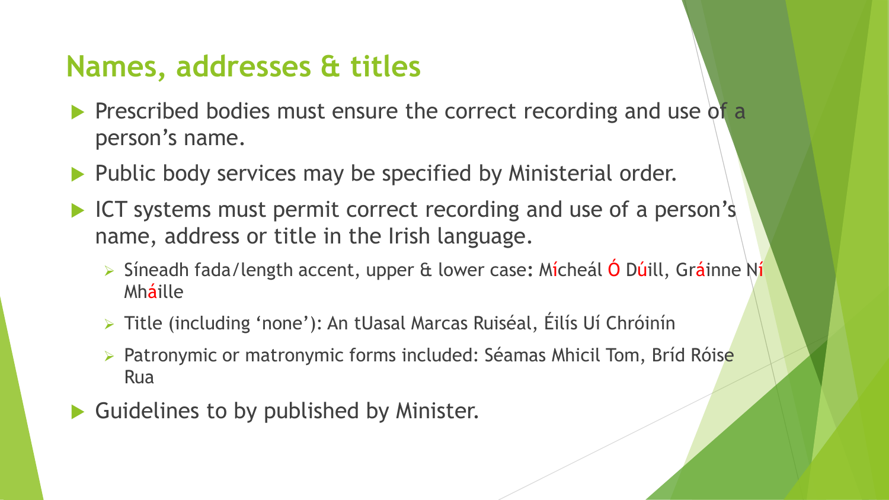## Names, addresses & titles

- Prescribed bodies must ensure the correct recording and use of a person's name.
- Public body services may be specified by Ministerial order.
- ICT systems must permit correct recording and use of a person's name, address or title in the Irish language.
  - Síneadh fada/length accent, upper & lower case: Mícheál Ó Dúill, Gráinne Ní Mháille
  - Title (including 'none'): An tUasal Marcas Ruiséal, Éilís Uí Chróinín
  - Patronymic or matronymic forms included: Séamas Mhicil Tom, Bríd Róise Rua
- Guidelines to by published by Minister.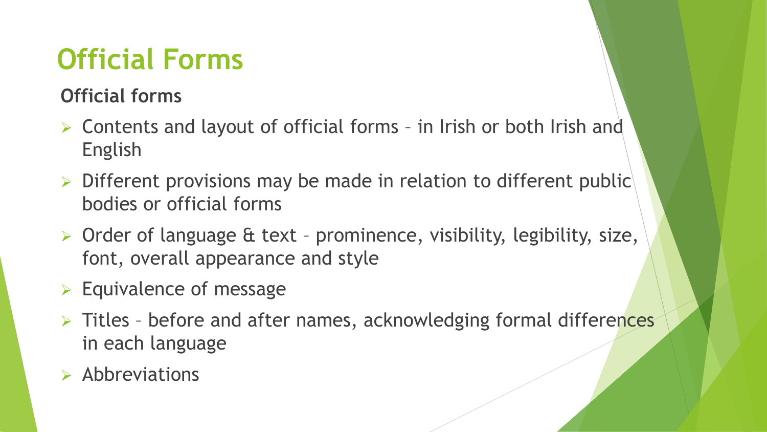# Official Forms

**Official forms**

- Contents and layout of official forms – in Irish or both Irish and English
- Different provisions may be made in relation to different public bodies or official forms
- Order of language & text – prominence, visibility, legibility, size, font, overall appearance and style
- Equivalence of message
- Titles – before and after names, acknowledging formal differences in each language
- Abbreviations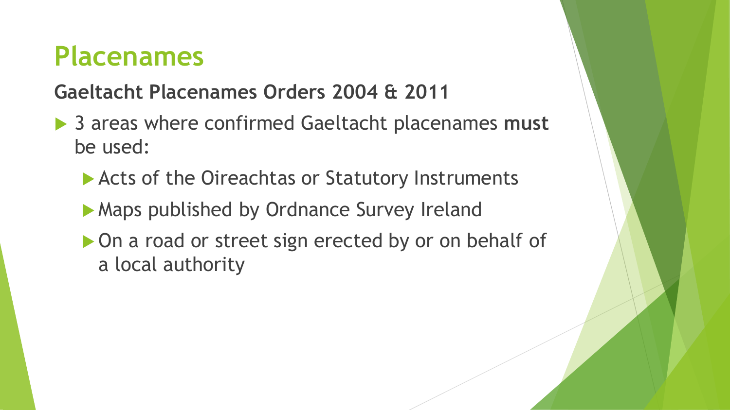# Placenames

**Gaeltacht Placenames Orders 2004 & 2011**

- 3 areas where confirmed Gaeltacht placenames **must** be used:
  - Acts of the Oireachtas or Statutory Instruments
  - Maps published by Ordnance Survey Ireland
  - On a road or street sign erected by or on behalf of a local authority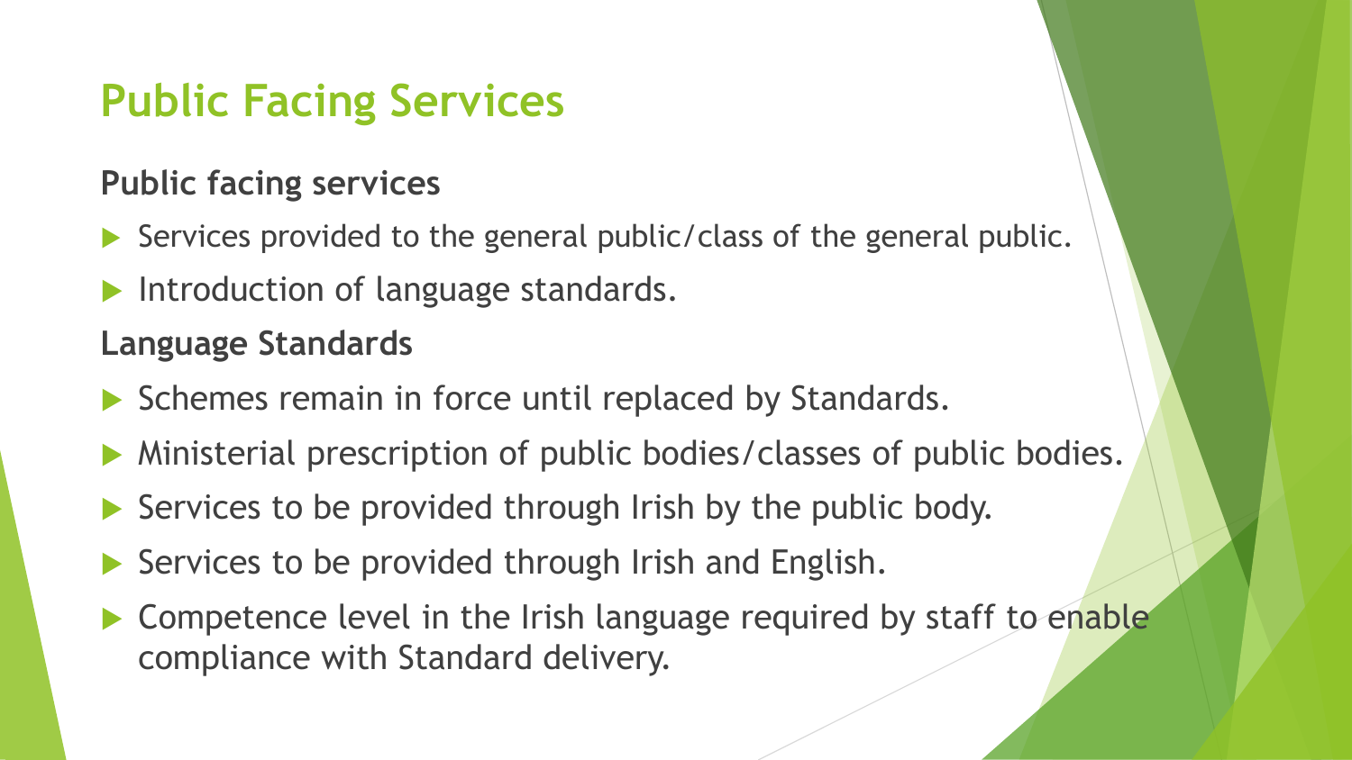# Public Facing Services

**Public facing services**

- Services provided to the general public/class of the general public.
- Introduction of language standards.

**Language Standards**

- Schemes remain in force until replaced by Standards.
- Ministerial prescription of public bodies/classes of public bodies.
- Services to be provided through Irish by the public body.
- Services to be provided through Irish and English.
- Competence level in the Irish language required by staff to enable compliance with Standard delivery.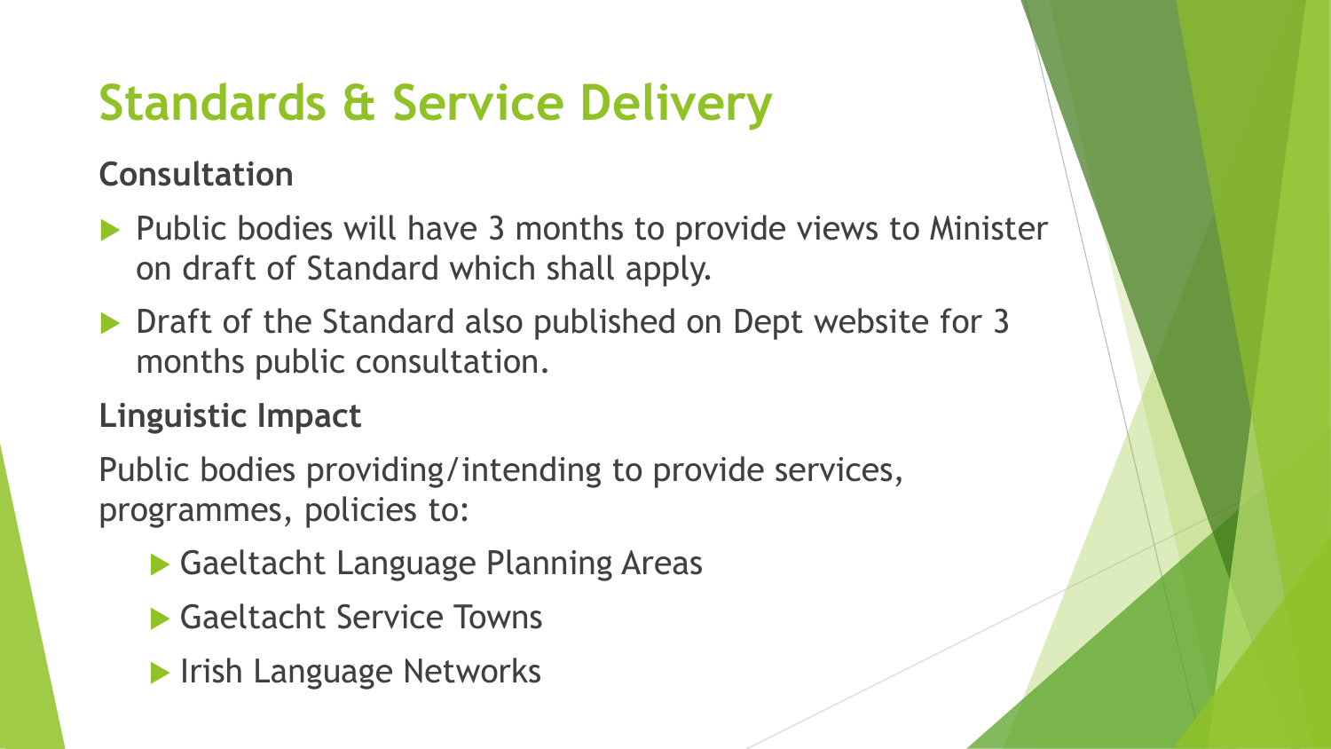# Standards & Service Delivery

**Consultation**

- Public bodies will have 3 months to provide views to Minister on draft of Standard which shall apply.
- Draft of the Standard also published on Dept website for 3 months public consultation.

**Linguistic Impact**

Public bodies providing/intending to provide services, programmes, policies to:

- Gaeltacht Language Planning Areas
- Gaeltacht Service Towns
- Irish Language Networks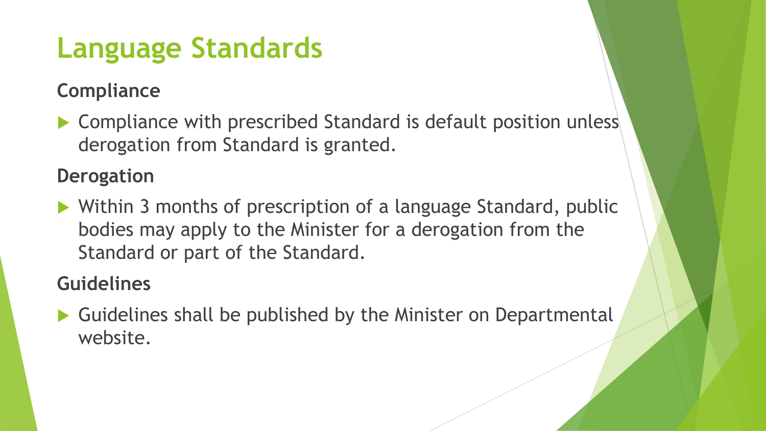# Language Standards

**Compliance**

- Compliance with prescribed Standard is default position unless derogation from Standard is granted.

**Derogation**

- Within 3 months of prescription of a language Standard, public bodies may apply to the Minister for a derogation from the Standard or part of the Standard.

**Guidelines**

- Guidelines shall be published by the Minister on Departmental website.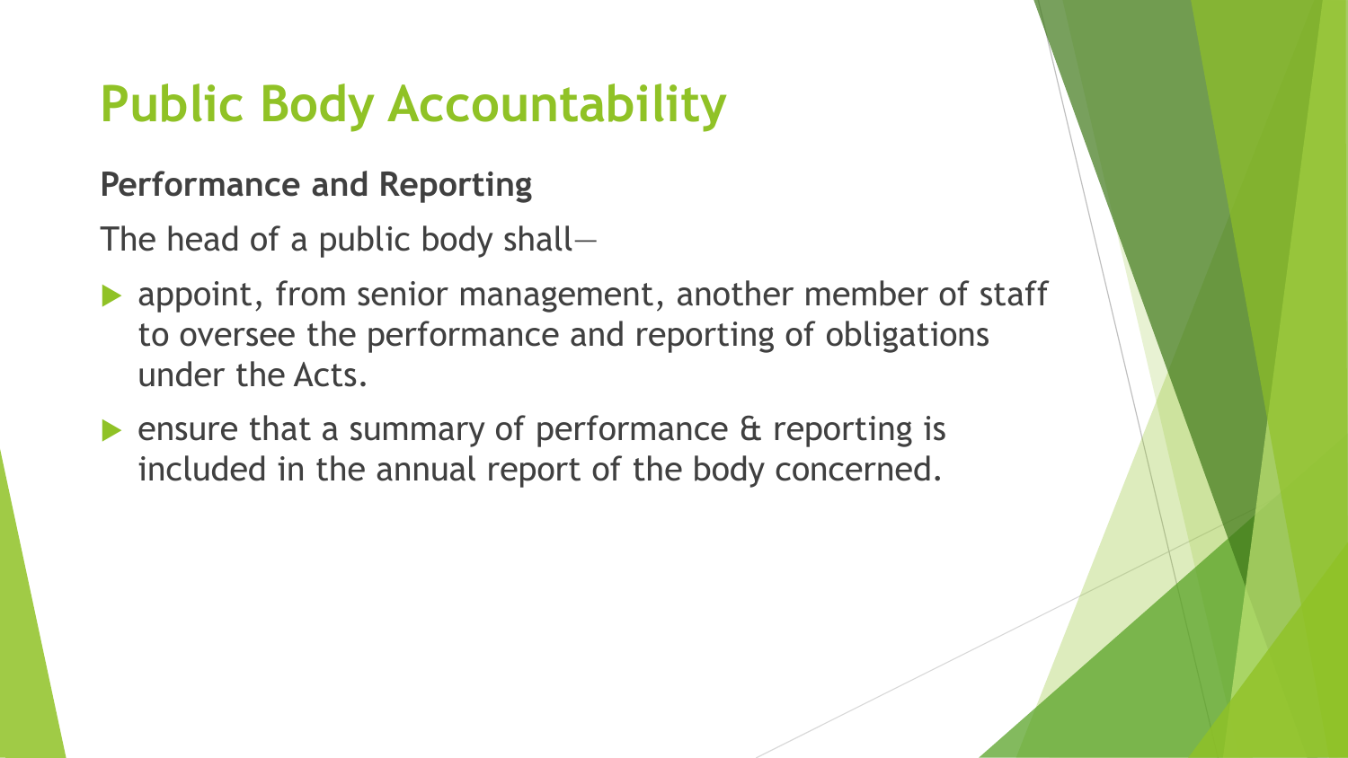# Public Body Accountability

**Performance and Reporting**

The head of a public body shall—

- appoint, from senior management, another member of staff to oversee the performance and reporting of obligations under the Acts.
- ensure that a summary of performance & reporting is included in the annual report of the body concerned.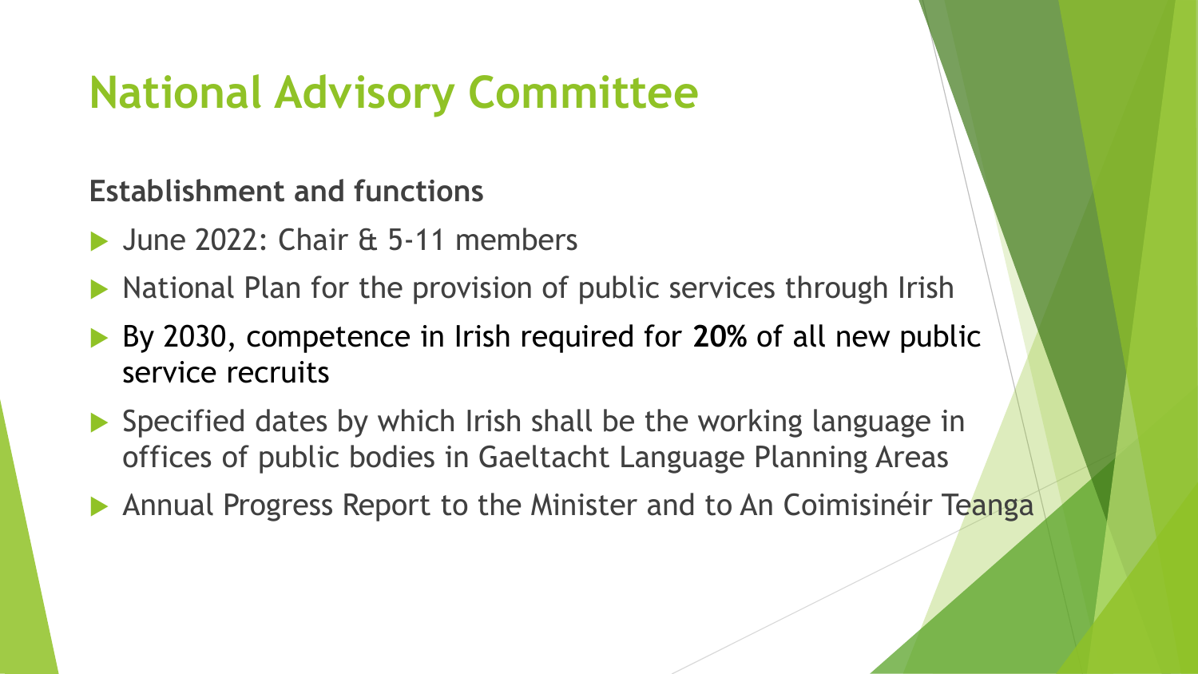# National Advisory Committee

**Establishment and functions**

- June 2022: Chair & 5-11 members
- National Plan for the provision of public services through Irish
- By 2030, competence in Irish required for **20%** of all new public service recruits
- Specified dates by which Irish shall be the working language in offices of public bodies in Gaeltacht Language Planning Areas
- Annual Progress Report to the Minister and to An Coimisinéir Teanga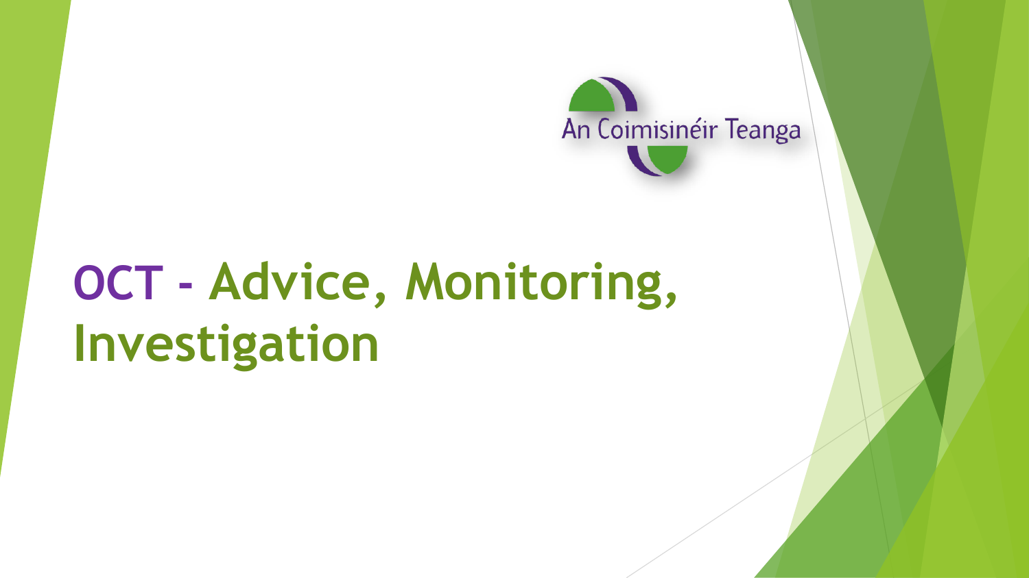An Coimisinéir Teanga

# OCT - Advice, Monitoring, Investigation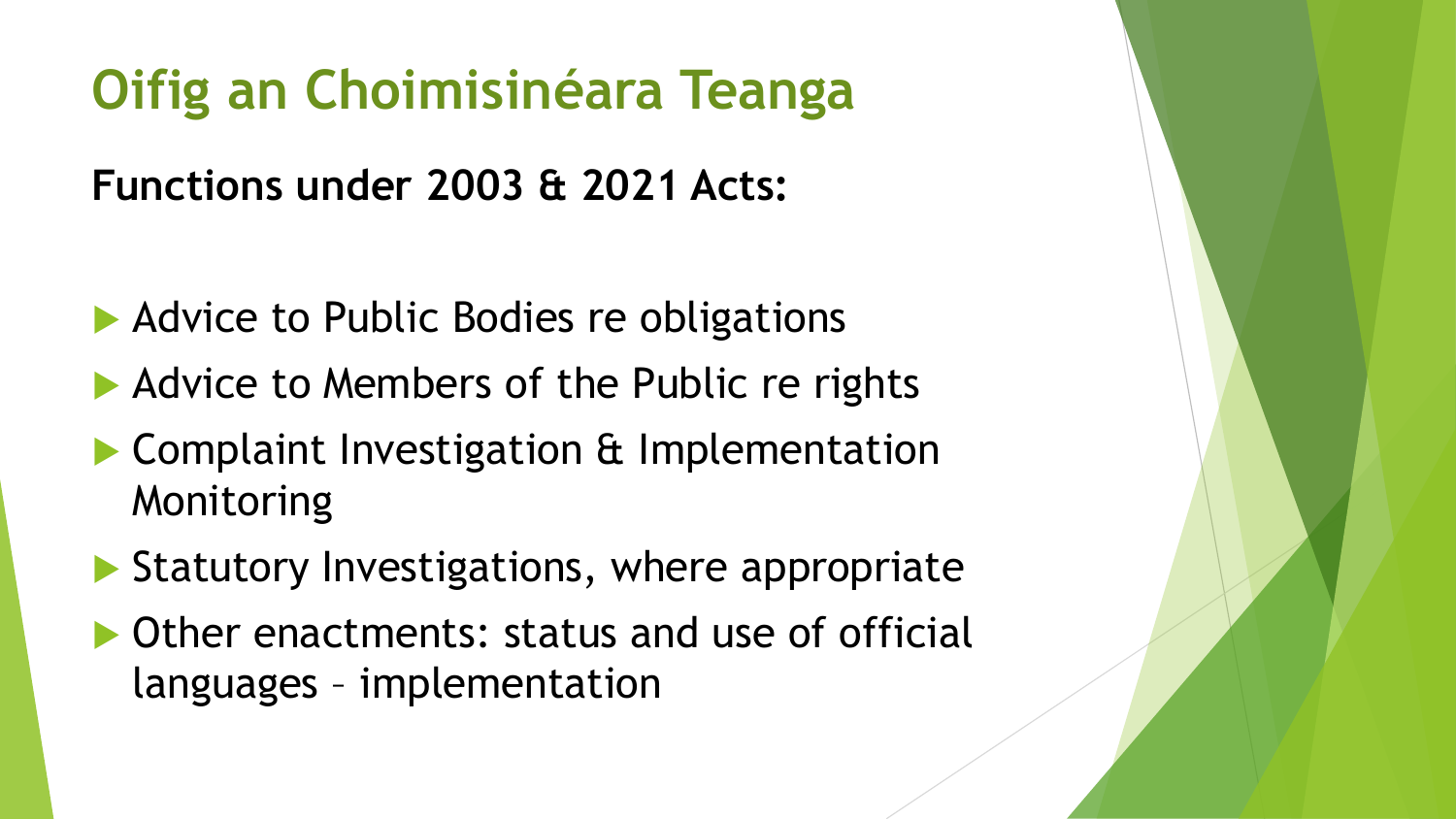# Oifig an Choimisinéara Teanga

**Functions under 2003 & 2021 Acts:**

- Advice to Public Bodies re obligations
- Advice to Members of the Public re rights
- Complaint Investigation & Implementation Monitoring
- Statutory Investigations, where appropriate
- Other enactments: status and use of official languages – implementation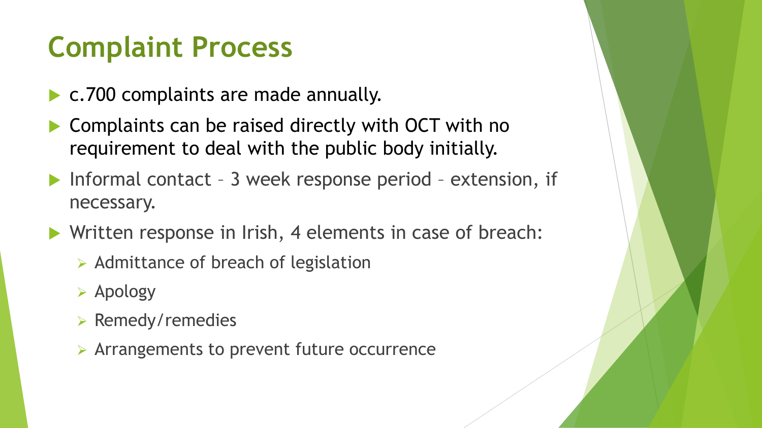# Complaint Process

- c.700 complaints are made annually.
- Complaints can be raised directly with OCT with no requirement to deal with the public body initially.
- Informal contact – 3 week response period – extension, if necessary.
- Written response in Irish, 4 elements in case of breach:
  - Admittance of breach of legislation
  - Apology
  - Remedy/remedies
  - Arrangements to prevent future occurrence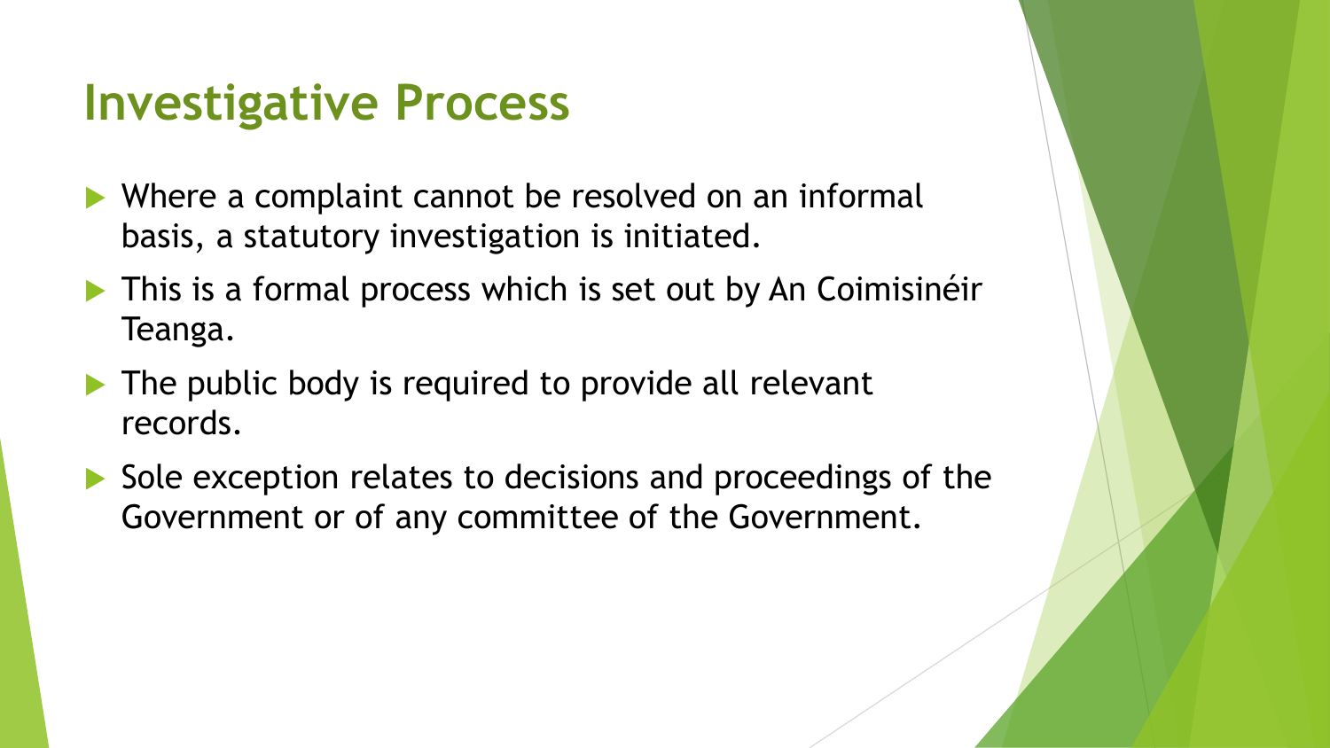# Investigative Process

- Where a complaint cannot be resolved on an informal basis, a statutory investigation is initiated.
- This is a formal process which is set out by An Coimisinéir Teanga.
- The public body is required to provide all relevant records.
- Sole exception relates to decisions and proceedings of the Government or of any committee of the Government.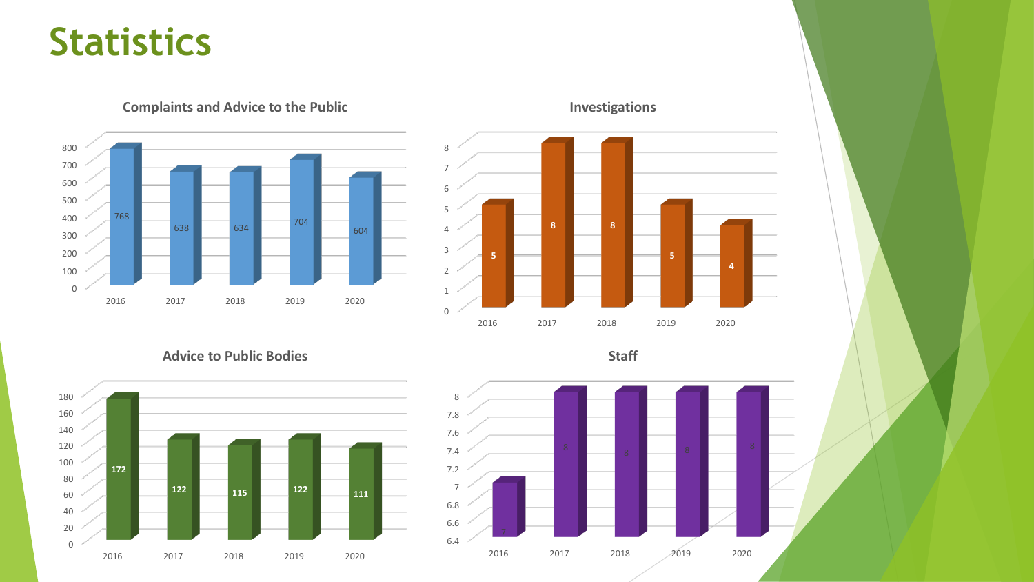# Statistics

### Complaints and Advice to the Public

| Year | Value |
|---|---|
| 2016 | 768 |
| 2017 | 638 |
| 2018 | 634 |
| 2019 | 704 |
| 2020 | 604 |

### Investigations

| Year | Value |
|---|---|
| 2016 | 5 |
| 2017 | 8 |
| 2018 | 8 |
| 2019 | 5 |
| 2020 | 4 |

### Advice to Public Bodies

| Year | Value |
|---|---|
| 2016 | 172 |
| 2017 | 122 |
| 2018 | 115 |
| 2019 | 122 |
| 2020 | 111 |

### Staff

| Year | Value |
|---|---|
| 2016 | 7 |
| 2017 | 8 |
| 2018 | 8 |
| 2019 | 8 |
| 2020 | 8 |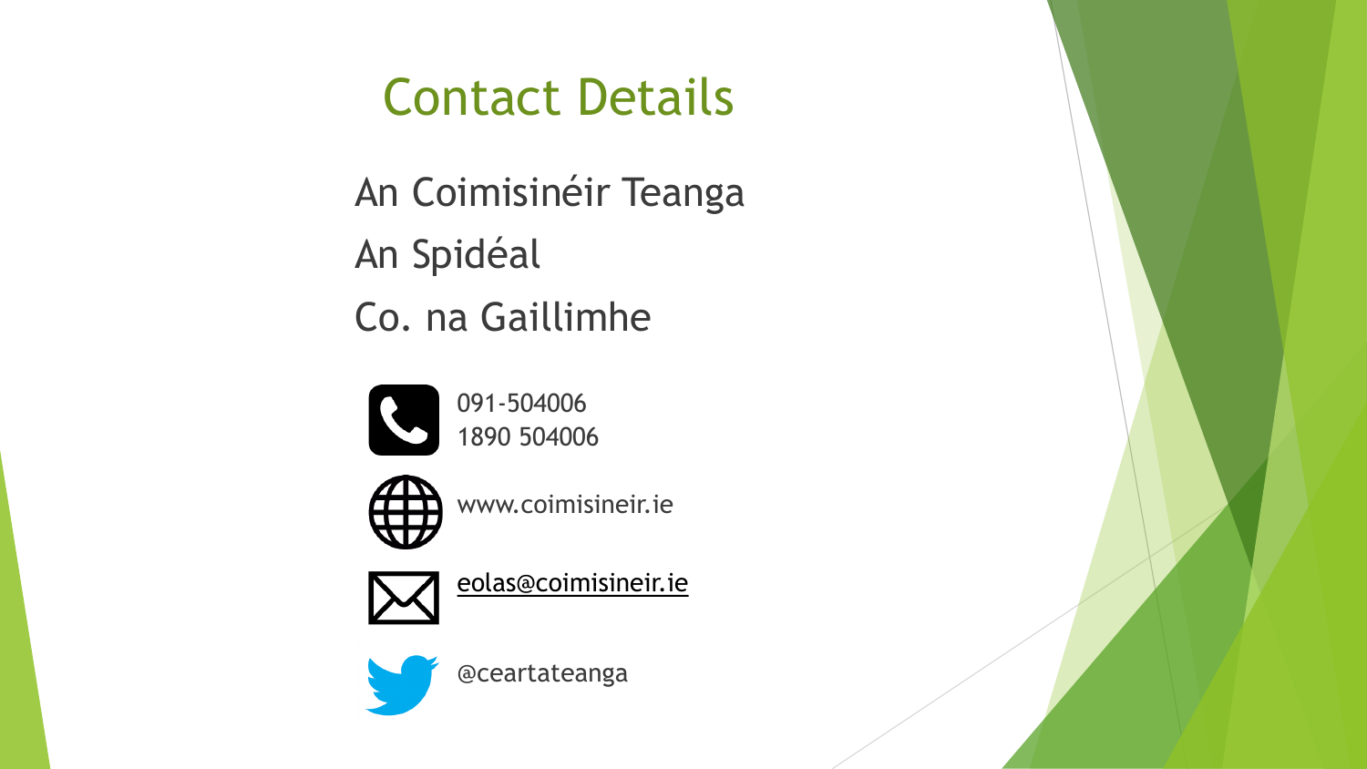# Contact Details

An Coimisinéir Teanga

An Spidéal

Co. na Gaillimhe

091-504006
1890 504006

www.coimisineir.ie

eolas@coimisineir.ie

@ceartateanga